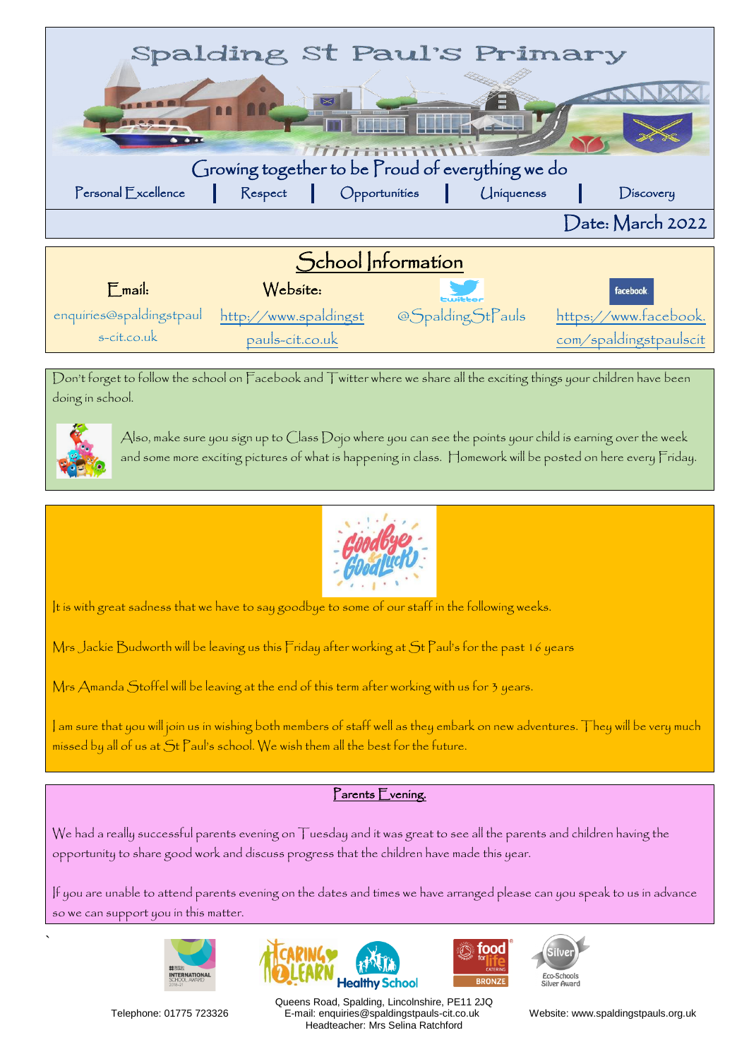# Spalding St Paul's Primary

Growing together to be Proud of everything we do

Personal Excellence | Respect | Opportunities | Uniqueness | Discovery

Date: March 2022

## School Information

| Email: | Website: | Twitter | facebook |
|---|---|---|---|
| enquiries@spaldingstpauls-cit.co.uk | http://www.spaldingstpauls-cit.co.uk | @SpaldingStPauls | https://www.facebook.com/spaldingstpaulscit |

Don't forget to follow the school on Facebook and Twitter where we share all the exciting things your children have been doing in school.

Also, make sure you sign up to Class Dojo where you can see the points your child is earning over the week and some more exciting pictures of what is happening in class. Homework will be posted on here every Friday.

Goodbye & Good Luck

It is with great sadness that we have to say goodbye to some of our staff in the following weeks.

Mrs Jackie Budworth will be leaving us this Friday after working at St Paul's for the past 16 years

Mrs Amanda Stoffel will be leaving at the end of this term after working with us for 3 years.

I am sure that you will join us in wishing both members of staff well as they embark on new adventures. They will be very much missed by all of us at St Paul's school. We wish them all the best for the future.

### Parents Evening.

We had a really successful parents evening on Tuesday and it was great to see all the parents and children having the opportunity to share good work and discuss progress that the children have made this year.

If you are unable to attend parents evening on the dates and times we have arranged please can you speak to us in advance so we can support you in this matter.

Telephone: 01775 723326

Queens Road, Spalding, Lincolnshire, PE11 2JQ
E-mail: enquiries@spaldingstpauls-cit.co.uk
Headteacher: Mrs Selina Ratchford

Website: www.spaldingstpauls.org.uk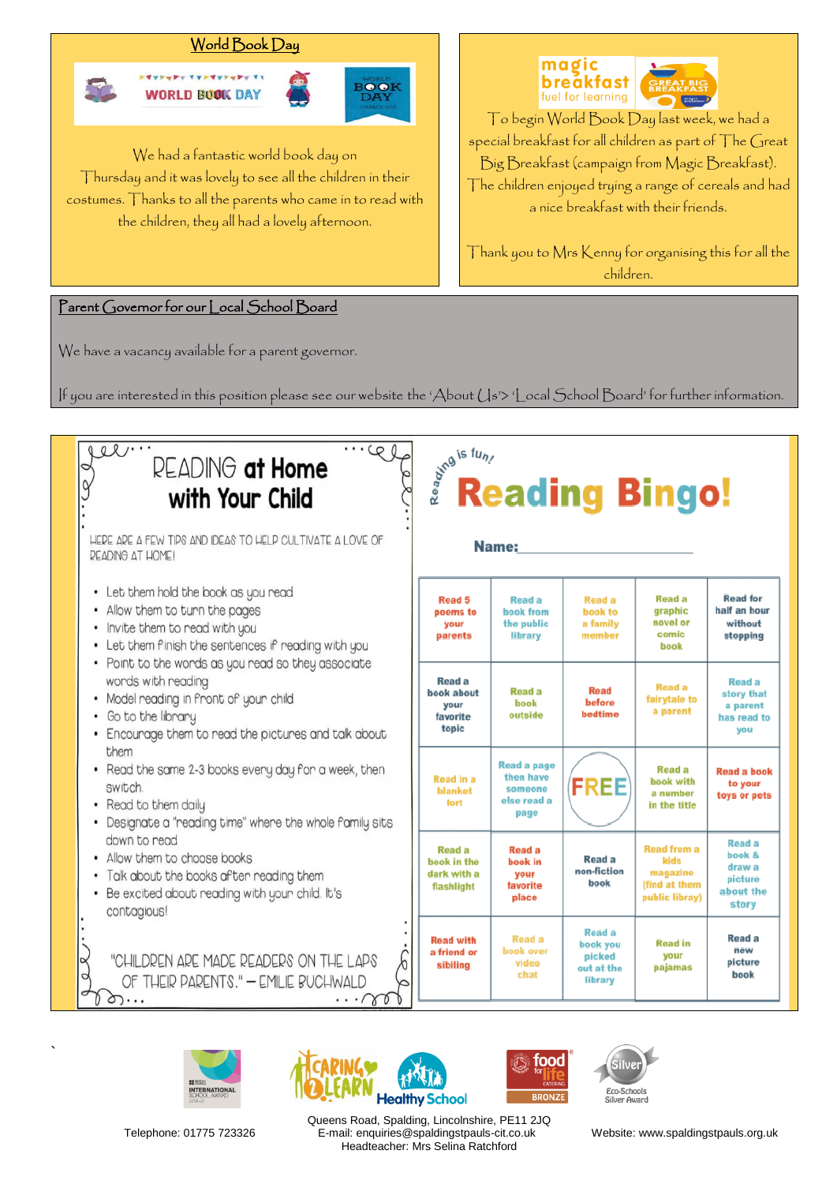## World Book Day

WORLD BOOK DAY

We had a fantastic world book day on Thursday and it was lovely to see all the children in their costumes. Thanks to all the parents who came in to read with the children, they all had a lovely afternoon.

magic breakfast fuel for learning

GREAT BIG BREAKFAST

To begin World Book Day last week, we had a special breakfast for all children as part of The Great Big Breakfast (campaign from Magic Breakfast). The children enjoyed trying a range of cereals and had a nice breakfast with their friends.

Thank you to Mrs Kenny for organising this for all the children.

## Parent Governor for our Local School Board

We have a vacancy available for a parent governor.

If you are interested in this position please see our website the 'About Us'> 'Local School Board' for further information.

## READING at Home with Your Child

HERE ARE A FEW TIPS AND IDEAS TO HELP CULTIVATE A LOVE OF READING AT HOME!

- Let them hold the book as you read
- Allow them to turn the pages
- Invite them to read with you
- Let them finish the sentences if reading with you
- Point to the words as you read so they associate words with reading
- Model reading in front of your child
- Go to the library
- Encourage them to read the pictures and talk about them
- Read the same 2-3 books every day for a week, then switch
- Read to them daily
- Designate a "reading time" where the whole family sits down to read
- Allow them to choose books
- Talk about the books after reading them
- Be excited about reading with your child. It's contagious!

"CHILDREN ARE MADE READERS ON THE LAPS OF THEIR PARENTS." – EMILIE BUCHWALD

## Reading is fun! Reading Bingo!

**Name:**\_\_\_\_\_\_\_\_\_\_\_\_\_\_\_\_\_\_\_\_

| | | | | |
|---|---|---|---|---|
| Read 5 poems to your parents | Read a book from the public library | Read a book to a family member | Read a graphic novel or comic book | Read for half an hour without stopping |
| Read a book about your favorite topic | Read a book outside | Read before bedtime | Read a fairytale to a parent | Read a story that a parent has read to you |
| Read in a blanket fort | Read a page then have someone else read a page | FREE | Read a book with a number in the title | Read a book to your toys or pets |
| Read a book in the dark with a flashlight | Read a book in your favorite place | Read a non-fiction book | Read from a kids magazine (find at them public libray) | Read a book & draw a picture about the story |
| Read with a friend or sibiling | Read a book over video chat | Read a book you picked out at the library | Read in your pajamas | Read a new picture book |

INTERNATIONAL SCHOOL AWARD 2018-21 · CARING 2 LEARN · Healthy School · food for life CATERING BRONZE · Silver Eco-Schools Silver Award

Telephone: 01775 723326

Queens Road, Spalding, Lincolnshire, PE11 2JQ
E-mail: enquiries@spaldingstpauls-cit.co.uk
Headteacher: Mrs Selina Ratchford

Website: www.spaldingstpauls.org.uk